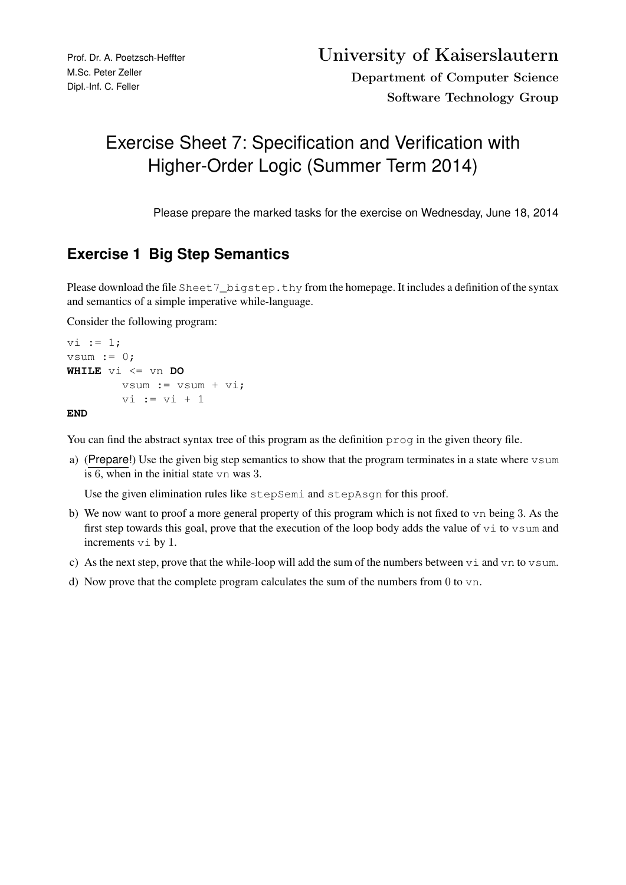Prof. Dr. A. Poetzsch-Heffter
M.Sc. Peter Zeller
Dipl.-Inf. C. Feller

**University of Kaiserslautern**
**Department of Computer Science**
**Software Technology Group**

# Exercise Sheet 7: Specification and Verification with Higher-Order Logic (Summer Term 2014)

Please prepare the marked tasks for the exercise on Wednesday, June 18, 2014

## Exercise 1 Big Step Semantics

Please download the file `Sheet7_bigstep.thy` from the homepage. It includes a definition of the syntax and semantics of a simple imperative while-language.

Consider the following program:

```
vi := 1;
vsum := 0;
WHILE vi <= vn DO
        vsum := vsum + vi;
        vi := vi + 1
END
```

You can find the abstract syntax tree of this program as the definition `prog` in the given theory file.

a) (Prepare!) Use the given big step semantics to show that the program terminates in a state where `vsum` is 6, when in the initial state `vn` was 3.

   Use the given elimination rules like `stepSemi` and `stepAsgn` for this proof.

b) We now want to proof a more general property of this program which is not fixed to `vn` being 3. As the first step towards this goal, prove that the execution of the loop body adds the value of `vi` to `vsum` and increments `vi` by 1.

c) As the next step, prove that the while-loop will add the sum of the numbers between `vi` and `vn` to `vsum`.

d) Now prove that the complete program calculates the sum of the numbers from 0 to `vn`.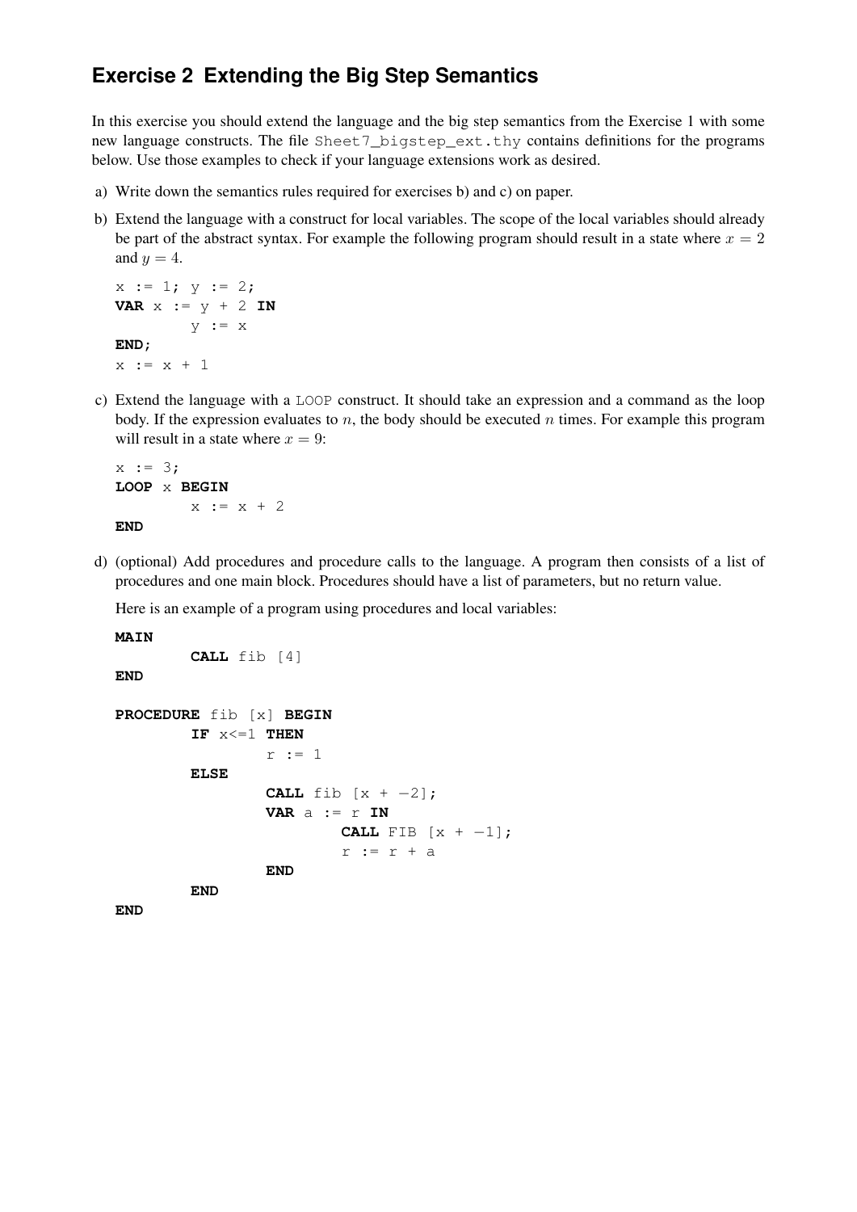## Exercise 2 Extending the Big Step Semantics

In this exercise you should extend the language and the big step semantics from the Exercise 1 with some new language constructs. The file `Sheet7_bigstep_ext.thy` contains definitions for the programs below. Use those examples to check if your language extensions work as desired.

a) Write down the semantics rules required for exercises b) and c) on paper.

b) Extend the language with a construct for local variables. The scope of the local variables should already be part of the abstract syntax. For example the following program should result in a state where $x = 2$ and $y = 4$.

```
x := 1; y := 2;
VAR x := y + 2 IN
        y := x
END;
x := x + 1
```

c) Extend the language with a `LOOP` construct. It should take an expression and a command as the loop body. If the expression evaluates to $n$, the body should be executed $n$ times. For example this program will result in a state where $x = 9$:

```
x := 3;
LOOP x BEGIN
        x := x + 2
END
```

d) (optional) Add procedures and procedure calls to the language. A program then consists of a list of procedures and one main block. Procedures should have a list of parameters, but no return value.

Here is an example of a program using procedures and local variables:

```
MAIN
        CALL fib [4]
END

PROCEDURE fib [x] BEGIN
        IF x<=1 THEN
                r := 1
        ELSE
                CALL fib [x + −2];
                VAR a := r IN
                        CALL FIB [x + −1];
                        r := r + a
                END
        END
END
```